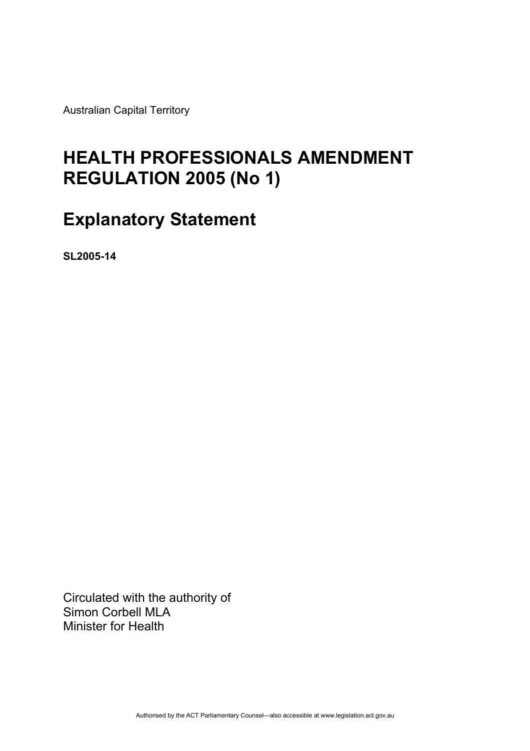Australian Capital Territory

# HEALTH PROFESSIONALS AMENDMENT REGULATION 2005 (No 1)

# Explanatory Statement

**SL2005-14**

Circulated with the authority of
Simon Corbell MLA
Minister for Health

Authorised by the ACT Parliamentary Counsel—also accessible at www.legislation.act.gov.au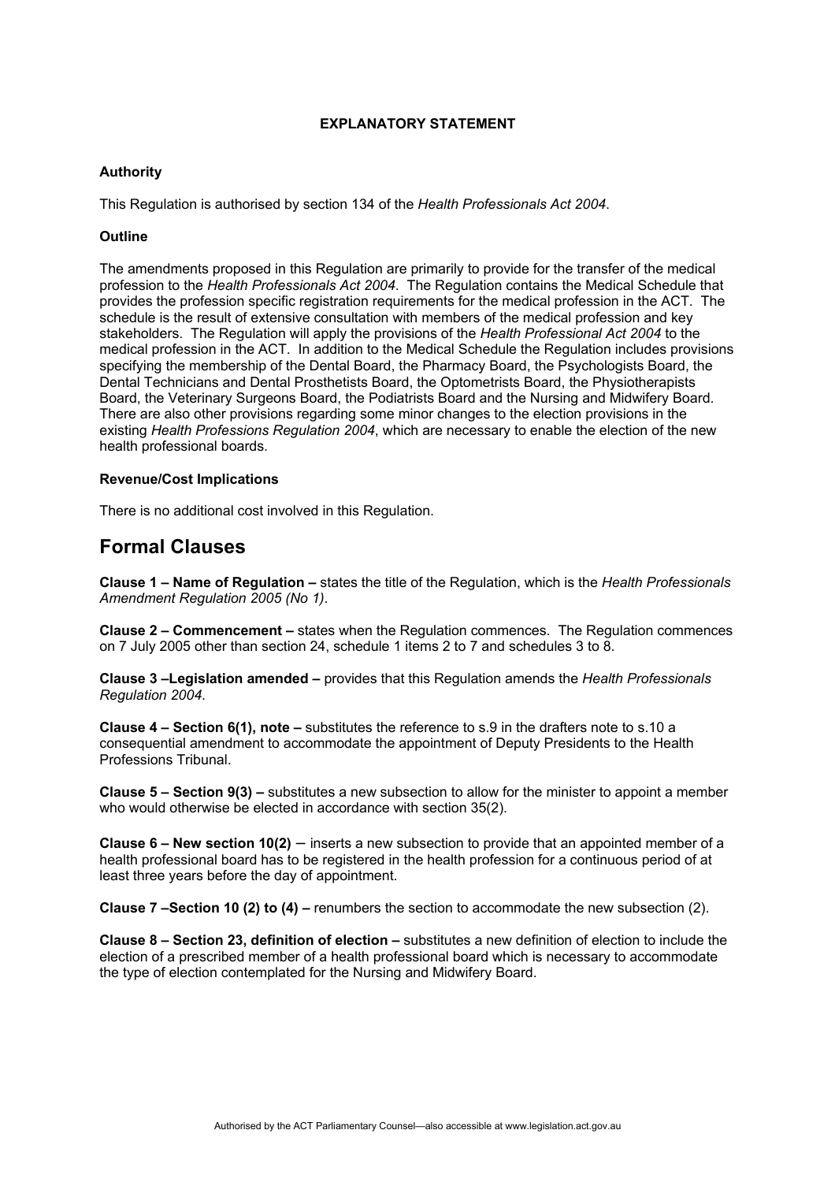**EXPLANATORY STATEMENT**

**Authority**

This Regulation is authorised by section 134 of the *Health Professionals Act 2004*.

**Outline**

The amendments proposed in this Regulation are primarily to provide for the transfer of the medical profession to the *Health Professionals Act 2004*. The Regulation contains the Medical Schedule that provides the profession specific registration requirements for the medical profession in the ACT. The schedule is the result of extensive consultation with members of the medical profession and key stakeholders. The Regulation will apply the provisions of the *Health Professional Act 2004* to the medical profession in the ACT. In addition to the Medical Schedule the Regulation includes provisions specifying the membership of the Dental Board, the Pharmacy Board, the Psychologists Board, the Dental Technicians and Dental Prosthetists Board, the Optometrists Board, the Physiotherapists Board, the Veterinary Surgeons Board, the Podiatrists Board and the Nursing and Midwifery Board. There are also other provisions regarding some minor changes to the election provisions in the existing *Health Professions Regulation 2004*, which are necessary to enable the election of the new health professional boards.

**Revenue/Cost Implications**

There is no additional cost involved in this Regulation.

## Formal Clauses

**Clause 1 – Name of Regulation –** states the title of the Regulation, which is the *Health Professionals Amendment Regulation 2005 (No 1)*.

**Clause 2 – Commencement –** states when the Regulation commences. The Regulation commences on 7 July 2005 other than section 24, schedule 1 items 2 to 7 and schedules 3 to 8.

**Clause 3 –Legislation amended –** provides that this Regulation amends the *Health Professionals Regulation 2004*.

**Clause 4 – Section 6(1), note –** substitutes the reference to s.9 in the drafters note to s.10 a consequential amendment to accommodate the appointment of Deputy Presidents to the Health Professions Tribunal.

**Clause 5 – Section 9(3) –** substitutes a new subsection to allow for the minister to appoint a member who would otherwise be elected in accordance with section 35(2).

**Clause 6 – New section 10(2)** – inserts a new subsection to provide that an appointed member of a health professional board has to be registered in the health profession for a continuous period of at least three years before the day of appointment.

**Clause 7 –Section 10 (2) to (4) –** renumbers the section to accommodate the new subsection (2).

**Clause 8 – Section 23, definition of election –** substitutes a new definition of election to include the election of a prescribed member of a health professional board which is necessary to accommodate the type of election contemplated for the Nursing and Midwifery Board.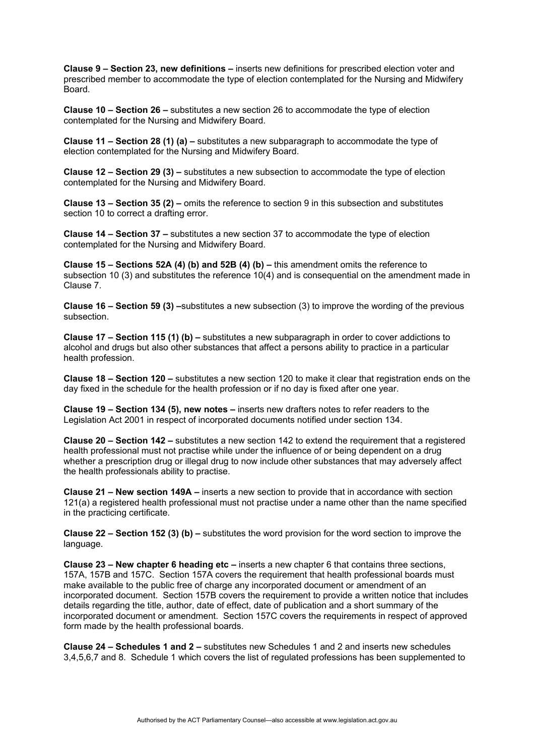**Clause 9 – Section 23, new definitions –** inserts new definitions for prescribed election voter and prescribed member to accommodate the type of election contemplated for the Nursing and Midwifery Board.

**Clause 10 – Section 26 –** substitutes a new section 26 to accommodate the type of election contemplated for the Nursing and Midwifery Board.

**Clause 11 – Section 28 (1) (a) –** substitutes a new subparagraph to accommodate the type of election contemplated for the Nursing and Midwifery Board.

**Clause 12 – Section 29 (3) –** substitutes a new subsection to accommodate the type of election contemplated for the Nursing and Midwifery Board.

**Clause 13 – Section 35 (2) –** omits the reference to section 9 in this subsection and substitutes section 10 to correct a drafting error.

**Clause 14 – Section 37 –** substitutes a new section 37 to accommodate the type of election contemplated for the Nursing and Midwifery Board.

**Clause 15 – Sections 52A (4) (b) and 52B (4) (b) –** this amendment omits the reference to subsection 10 (3) and substitutes the reference 10(4) and is consequential on the amendment made in Clause 7.

**Clause 16 – Section 59 (3) –**substitutes a new subsection (3) to improve the wording of the previous subsection.

**Clause 17 – Section 115 (1) (b) –** substitutes a new subparagraph in order to cover addictions to alcohol and drugs but also other substances that affect a persons ability to practice in a particular health profession.

**Clause 18 – Section 120 –** substitutes a new section 120 to make it clear that registration ends on the day fixed in the schedule for the health profession or if no day is fixed after one year.

**Clause 19 – Section 134 (5), new notes –** inserts new drafters notes to refer readers to the Legislation Act 2001 in respect of incorporated documents notified under section 134.

**Clause 20 – Section 142 –** substitutes a new section 142 to extend the requirement that a registered health professional must not practise while under the influence of or being dependent on a drug whether a prescription drug or illegal drug to now include other substances that may adversely affect the health professionals ability to practise.

**Clause 21 – New section 149A –** inserts a new section to provide that in accordance with section 121(a) a registered health professional must not practise under a name other than the name specified in the practicing certificate.

**Clause 22 – Section 152 (3) (b) –** substitutes the word provision for the word section to improve the language.

**Clause 23 – New chapter 6 heading etc –** inserts a new chapter 6 that contains three sections, 157A, 157B and 157C. Section 157A covers the requirement that health professional boards must make available to the public free of charge any incorporated document or amendment of an incorporated document. Section 157B covers the requirement to provide a written notice that includes details regarding the title, author, date of effect, date of publication and a short summary of the incorporated document or amendment. Section 157C covers the requirements in respect of approved form made by the health professional boards.

**Clause 24 – Schedules 1 and 2 –** substitutes new Schedules 1 and 2 and inserts new schedules 3,4,5,6,7 and 8. Schedule 1 which covers the list of regulated professions has been supplemented to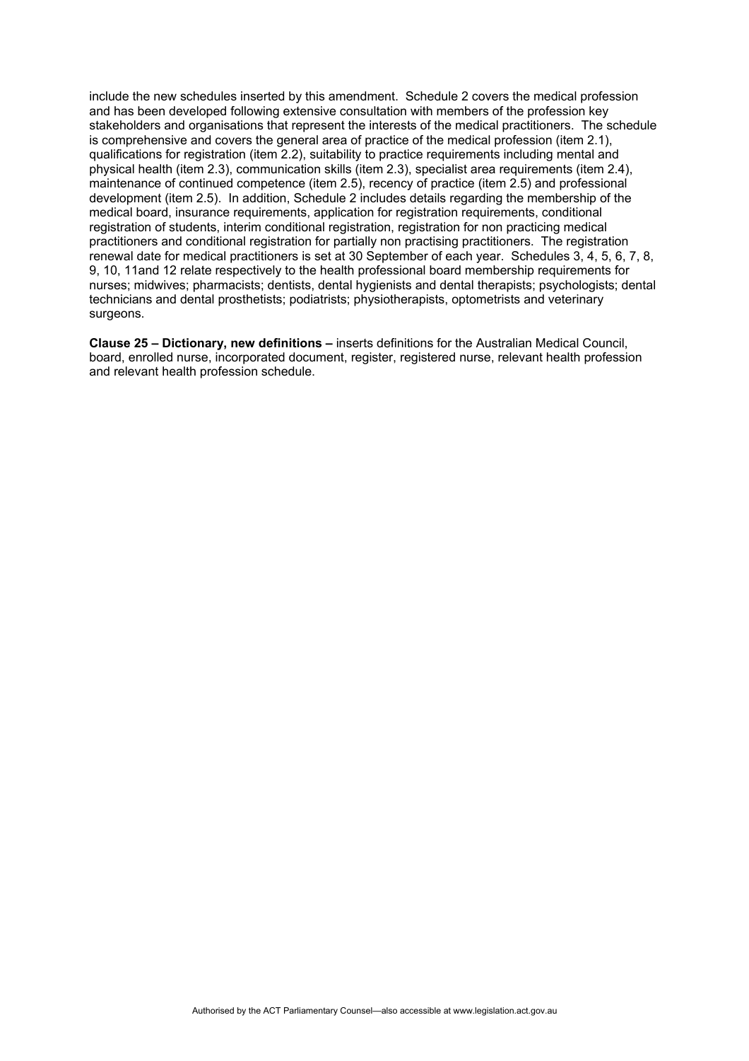include the new schedules inserted by this amendment. Schedule 2 covers the medical profession and has been developed following extensive consultation with members of the profession key stakeholders and organisations that represent the interests of the medical practitioners. The schedule is comprehensive and covers the general area of practice of the medical profession (item 2.1), qualifications for registration (item 2.2), suitability to practice requirements including mental and physical health (item 2.3), communication skills (item 2.3), specialist area requirements (item 2.4), maintenance of continued competence (item 2.5), recency of practice (item 2.5) and professional development (item 2.5). In addition, Schedule 2 includes details regarding the membership of the medical board, insurance requirements, application for registration requirements, conditional registration of students, interim conditional registration, registration for non practicing medical practitioners and conditional registration for partially non practising practitioners. The registration renewal date for medical practitioners is set at 30 September of each year. Schedules 3, 4, 5, 6, 7, 8, 9, 10, 11and 12 relate respectively to the health professional board membership requirements for nurses; midwives; pharmacists; dentists, dental hygienists and dental therapists; psychologists; dental technicians and dental prosthetists; podiatrists; physiotherapists, optometrists and veterinary surgeons.

**Clause 25 – Dictionary, new definitions –** inserts definitions for the Australian Medical Council, board, enrolled nurse, incorporated document, register, registered nurse, relevant health profession and relevant health profession schedule.